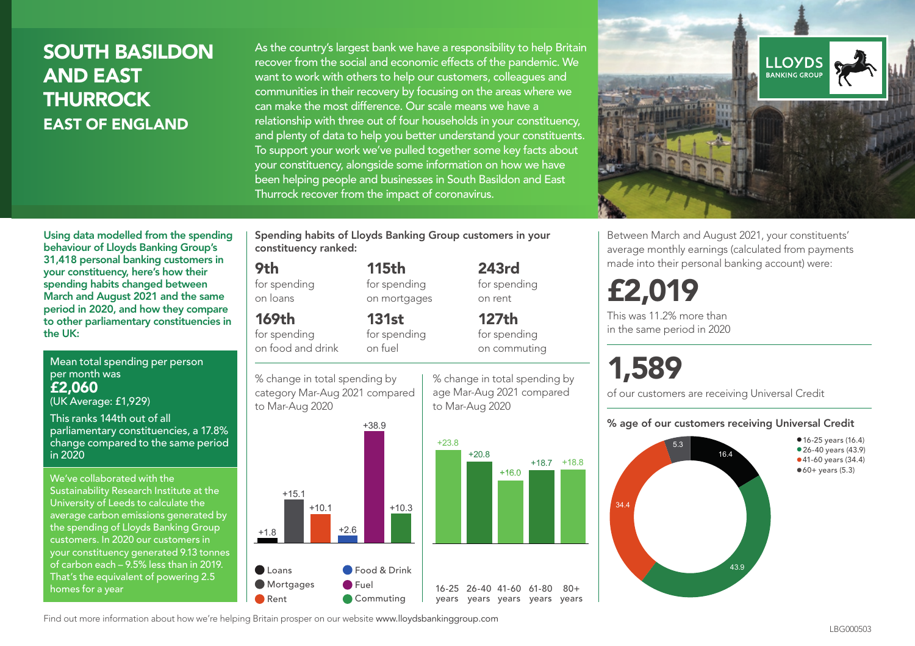# SOUTH BASILDON AND EAST THURROCK

## EAST OF ENGLAND

As the country's largest bank we have a responsibility to help Britain recover from the social and economic effects of the pandemic. We want to work with others to help our customers, colleagues and communities in their recovery by focusing on the areas where we can make the most difference. Our scale means we have a relationship with three out of four households in your constituency, and plenty of data to help you better understand your constituents. To support your work we've pulled together some key facts about your constituency, alongside some information on how we have been helping people and businesses in South Basildon and East Thurrock recover from the impact of coronavirus.

**Using data modelled from the spending behaviour of Lloyds Banking Group's 31,418 personal banking customers in your constituency, here's how their spending habits changed between March and August 2021 and the same period in 2020, and how they compare to other parliamentary constituencies in the UK:**

Mean total spending per person per month was
**£2,060**
(UK Average: £1,929)

This ranks 144th out of all parliamentary constituencies, a 17.8% change compared to the same period in 2020

We've collaborated with the Sustainability Research Institute at the University of Leeds to calculate the average carbon emissions generated by the spending of Lloyds Banking Group customers. In 2020 our customers in your constituency generated 9.13 tonnes of carbon each – 9.5% less than in 2019. That's the equivalent of powering 2.5 homes for a year

**Spending habits of Lloyds Banking Group customers in your constituency ranked:**

| | | |
|---|---|---|
| **9th** for spending on loans | **115th** for spending on mortgages | **243rd** for spending on rent |
| **169th** for spending on food and drink | **131st** for spending on fuel | **127th** for spending on commuting |

% change in total spending by category Mar-Aug 2021 compared to Mar-Aug 2020

| Category | % change |
|---|---|
| Loans | +1.8 |
| Mortgages | +15.1 |
| Rent | +10.1 |
| Food & Drink | +2.6 |
| Fuel | +38.9 |
| Commuting | +10.3 |

% change in total spending by age Mar-Aug 2021 compared to Mar-Aug 2020

| Age | % change |
|---|---|
| 16-25 years | +23.8 |
| 26-40 years | +20.8 |
| 41-60 years | +16.0 |
| 61-80 years | +18.7 |
| 80+ years | +18.8 |

Between March and August 2021, your constituents' average monthly earnings (calculated from payments made into their personal banking account) were:

**£2,019**

This was 11.2% more than in the same period in 2020

**1,589**

of our customers are receiving Universal Credit

**% age of our customers receiving Universal Credit**

| Age | % |
|---|---|
| 16-25 years | 16.4 |
| 26-40 years | 43.9 |
| 41-60 years | 34.4 |
| 60+ years | 5.3 |

Find out more information about how we're helping Britain prosper on our website www.lloydsbankinggroup.com

LBG000503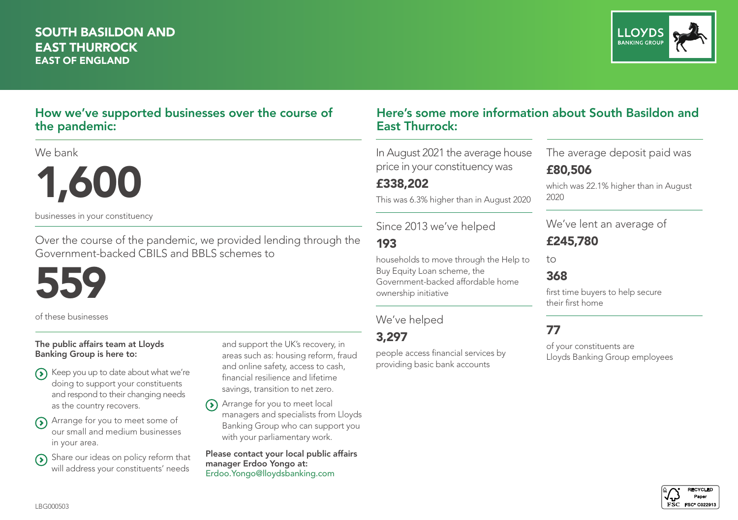# SOUTH BASILDON AND EAST THURROCK

### EAST OF ENGLAND

## How we've supported businesses over the course of the pandemic:

We bank

**1,600**

businesses in your constituency

Over the course of the pandemic, we provided lending through the Government-backed CBILS and BBLS schemes to

**559**

of these businesses

**The public affairs team at Lloyds Banking Group is here to:**

- Keep you up to date about what we're doing to support your constituents and respond to their changing needs as the country recovers.
- Arrange for you to meet some of our small and medium businesses in your area.
- Share our ideas on policy reform that will address your constituents' needs and support the UK's recovery, in areas such as: housing reform, fraud and online safety, access to cash, financial resilience and lifetime savings, transition to net zero.
- Arrange for you to meet local managers and specialists from Lloyds Banking Group who can support you with your parliamentary work.

**Please contact your local public affairs manager Erdoo Yongo at:**
Erdoo.Yongo@lloydsbanking.com

## Here's some more information about South Basildon and East Thurrock:

In August 2021 the average house price in your constituency was

**£338,202**

This was 6.3% higher than in August 2020

The average deposit paid was

**£80,506**

which was 22.1% higher than in August 2020

Since 2013 we've helped

**193**

households to move through the Help to Buy Equity Loan scheme, the Government-backed affordable home ownership initiative

We've lent an average of

**£245,780**

to

**368**

first time buyers to help secure their first home

We've helped

**3,297**

people access financial services by providing basic bank accounts

**77**

of your constituents are Lloyds Banking Group employees

LBG000503